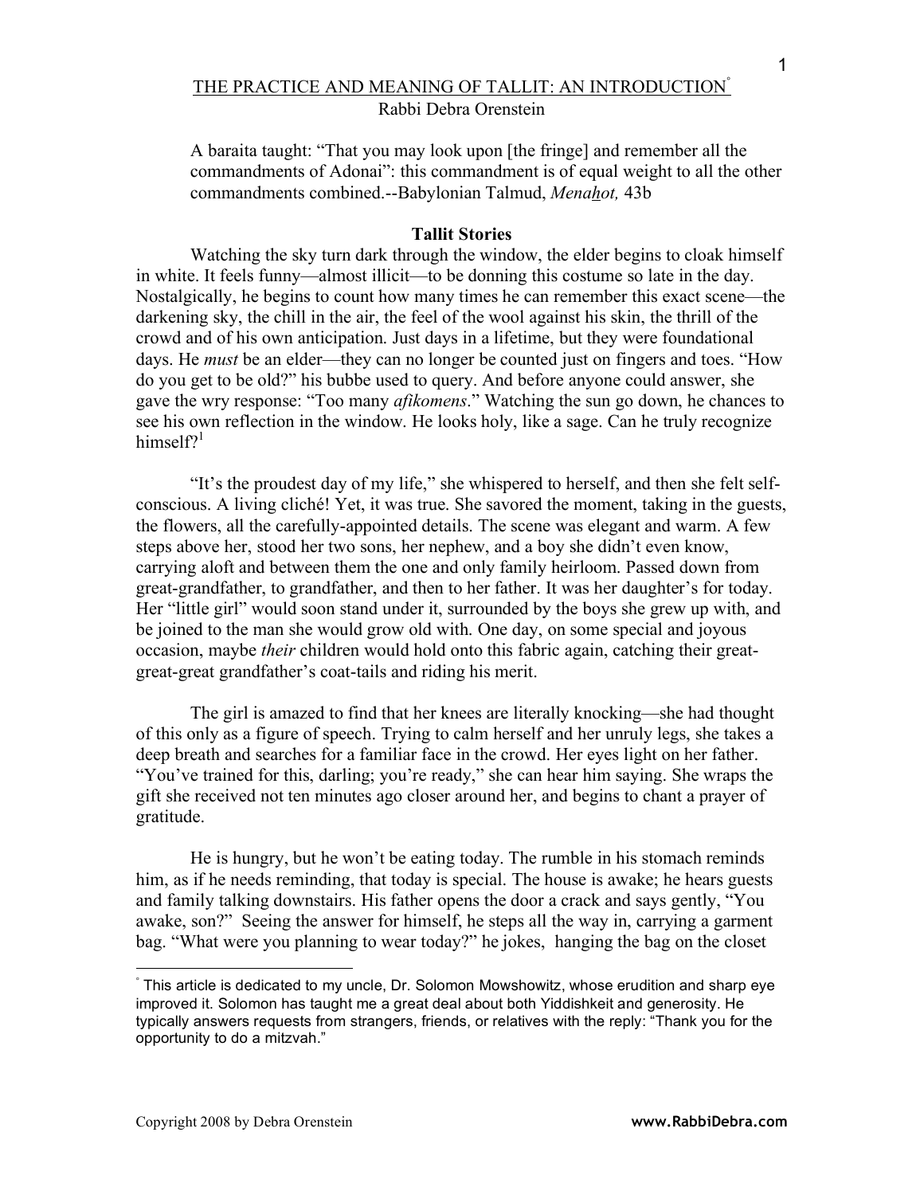# THE PRACTICE AND MEANING OF TALLIT: AN INTRODUCTION[°]

Rabbi Debra Orenstein

> A baraita taught: "That you may look upon [the fringe] and remember all the commandments of Adonai": this commandment is of equal weight to all the other commandments combined.--Babylonian Talmud, *Menahot,* 43b

## Tallit Stories

Watching the sky turn dark through the window, the elder begins to cloak himself in white. It feels funny—almost illicit—to be donning this costume so late in the day. Nostalgically, he begins to count how many times he can remember this exact scene—the darkening sky, the chill in the air, the feel of the wool against his skin, the thrill of the crowd and of his own anticipation. Just days in a lifetime, but they were foundational days. He *must* be an elder—they can no longer be counted just on fingers and toes. "How do you get to be old?" his bubbe used to query. And before anyone could answer, she gave the wry response: "Too many *afikomens*." Watching the sun go down, he chances to see his own reflection in the window. He looks holy, like a sage. Can he truly recognize himself?[1]

"It's the proudest day of my life," she whispered to herself, and then she felt self-conscious. A living cliché! Yet, it was true. She savored the moment, taking in the guests, the flowers, all the carefully-appointed details. The scene was elegant and warm. A few steps above her, stood her two sons, her nephew, and a boy she didn't even know, carrying aloft and between them the one and only family heirloom. Passed down from great-grandfather, to grandfather, and then to her father. It was her daughter's for today. Her "little girl" would soon stand under it, surrounded by the boys she grew up with, and be joined to the man she would grow old with. One day, on some special and joyous occasion, maybe *their* children would hold onto this fabric again, catching their great-great-great grandfather's coat-tails and riding his merit.

The girl is amazed to find that her knees are literally knocking—she had thought of this only as a figure of speech. Trying to calm herself and her unruly legs, she takes a deep breath and searches for a familiar face in the crowd. Her eyes light on her father. "You've trained for this, darling; you're ready," she can hear him saying. She wraps the gift she received not ten minutes ago closer around her, and begins to chant a prayer of gratitude.

He is hungry, but he won't be eating today. The rumble in his stomach reminds him, as if he needs reminding, that today is special. The house is awake; he hears guests and family talking downstairs. His father opens the door a crack and says gently, "You awake, son?" Seeing the answer for himself, he steps all the way in, carrying a garment bag. "What were you planning to wear today?" he jokes, hanging the bag on the closet

---

[°] This article is dedicated to my uncle, Dr. Solomon Mowshowitz, whose erudition and sharp eye improved it. Solomon has taught me a great deal about both Yiddishkeit and generosity. He typically answers requests from strangers, friends, or relatives with the reply: "Thank you for the opportunity to do a mitzvah."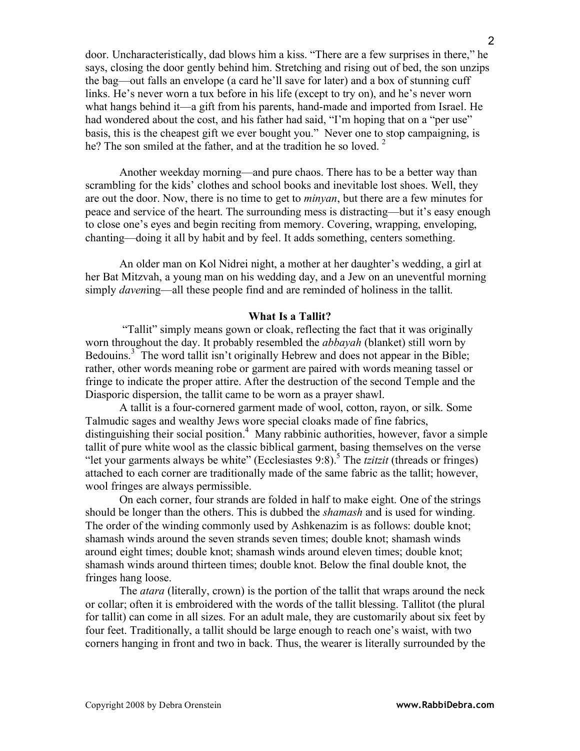door. Uncharacteristically, dad blows him a kiss. "There are a few surprises in there," he says, closing the door gently behind him. Stretching and rising out of bed, the son unzips the bag—out falls an envelope (a card he'll save for later) and a box of stunning cuff links. He's never worn a tux before in his life (except to try on), and he's never worn what hangs behind it—a gift from his parents, hand-made and imported from Israel. He had wondered about the cost, and his father had said, "I'm hoping that on a "per use" basis, this is the cheapest gift we ever bought you." Never one to stop campaigning, is he? The son smiled at the father, and at the tradition he so loved. [2]

Another weekday morning—and pure chaos. There has to be a better way than scrambling for the kids' clothes and school books and inevitable lost shoes. Well, they are out the door. Now, there is no time to get to *minyan*, but there are a few minutes for peace and service of the heart. The surrounding mess is distracting—but it's easy enough to close one's eyes and begin reciting from memory. Covering, wrapping, enveloping, chanting—doing it all by habit and by feel. It adds something, centers something.

An older man on Kol Nidrei night, a mother at her daughter's wedding, a girl at her Bat Mitzvah, a young man on his wedding day, and a Jew on an uneventful morning simply *daven*ing—all these people find and are reminded of holiness in the tallit.

## What Is a Tallit?

"Tallit" simply means gown or cloak, reflecting the fact that it was originally worn throughout the day. It probably resembled the *abbayah* (blanket) still worn by Bedouins.[3] The word tallit isn't originally Hebrew and does not appear in the Bible; rather, other words meaning robe or garment are paired with words meaning tassel or fringe to indicate the proper attire. After the destruction of the second Temple and the Diasporic dispersion, the tallit came to be worn as a prayer shawl.

A tallit is a four-cornered garment made of wool, cotton, rayon, or silk. Some Talmudic sages and wealthy Jews wore special cloaks made of fine fabrics, distinguishing their social position.[4] Many rabbinic authorities, however, favor a simple tallit of pure white wool as the classic biblical garment, basing themselves on the verse "let your garments always be white" (Ecclesiastes 9:8).[5] The *tzitzit* (threads or fringes) attached to each corner are traditionally made of the same fabric as the tallit; however, wool fringes are always permissible.

On each corner, four strands are folded in half to make eight. One of the strings should be longer than the others. This is dubbed the *shamash* and is used for winding. The order of the winding commonly used by Ashkenazim is as follows: double knot; shamash winds around the seven strands seven times; double knot; shamash winds around eight times; double knot; shamash winds around eleven times; double knot; shamash winds around thirteen times; double knot. Below the final double knot, the fringes hang loose.

The *atara* (literally, crown) is the portion of the tallit that wraps around the neck or collar; often it is embroidered with the words of the tallit blessing. Tallitot (the plural for tallit) can come in all sizes. For an adult male, they are customarily about six feet by four feet. Traditionally, a tallit should be large enough to reach one's waist, with two corners hanging in front and two in back. Thus, the wearer is literally surrounded by the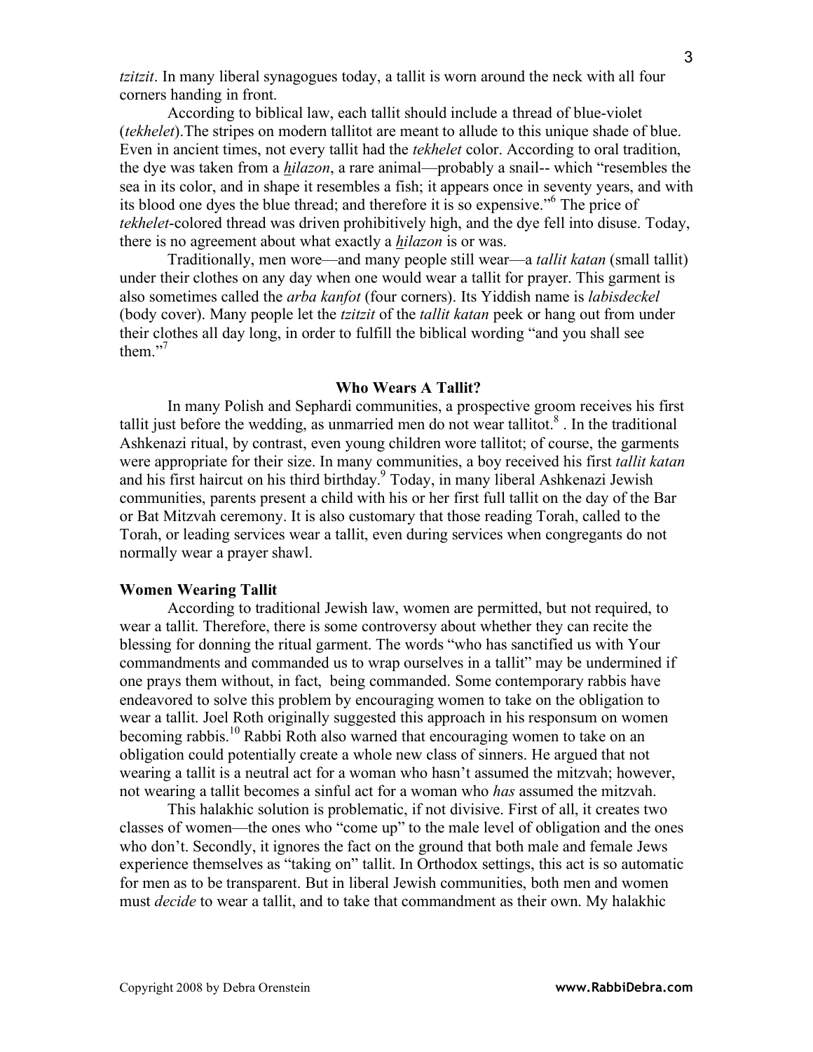*tzitzit*. In many liberal synagogues today, a tallit is worn around the neck with all four corners handing in front.

According to biblical law, each tallit should include a thread of blue-violet (*tekhelet*).The stripes on modern tallitot are meant to allude to this unique shade of blue. Even in ancient times, not every tallit had the *tekhelet* color. According to oral tradition, the dye was taken from a *hilazon*, a rare animal—probably a snail-- which "resembles the sea in its color, and in shape it resembles a fish; it appears once in seventy years, and with its blood one dyes the blue thread; and therefore it is so expensive."[6] The price of *tekhelet*-colored thread was driven prohibitively high, and the dye fell into disuse. Today, there is no agreement about what exactly a *hilazon* is or was.

Traditionally, men wore—and many people still wear—a *tallit katan* (small tallit) under their clothes on any day when one would wear a tallit for prayer. This garment is also sometimes called the *arba kanfot* (four corners). Its Yiddish name is *labisdeckel* (body cover). Many people let the *tzitzit* of the *tallit katan* peek or hang out from under their clothes all day long, in order to fulfill the biblical wording "and you shall see them."[7]

**Who Wears A Tallit?**

In many Polish and Sephardi communities, a prospective groom receives his first tallit just before the wedding, as unmarried men do not wear tallitot.[8] . In the traditional Ashkenazi ritual, by contrast, even young children wore tallitot; of course, the garments were appropriate for their size. In many communities, a boy received his first *tallit katan* and his first haircut on his third birthday.[9] Today, in many liberal Ashkenazi Jewish communities, parents present a child with his or her first full tallit on the day of the Bar or Bat Mitzvah ceremony. It is also customary that those reading Torah, called to the Torah, or leading services wear a tallit, even during services when congregants do not normally wear a prayer shawl.

**Women Wearing Tallit**

According to traditional Jewish law, women are permitted, but not required, to wear a tallit. Therefore, there is some controversy about whether they can recite the blessing for donning the ritual garment. The words "who has sanctified us with Your commandments and commanded us to wrap ourselves in a tallit" may be undermined if one prays them without, in fact, being commanded. Some contemporary rabbis have endeavored to solve this problem by encouraging women to take on the obligation to wear a tallit. Joel Roth originally suggested this approach in his responsum on women becoming rabbis.[10] Rabbi Roth also warned that encouraging women to take on an obligation could potentially create a whole new class of sinners. He argued that not wearing a tallit is a neutral act for a woman who hasn't assumed the mitzvah; however, not wearing a tallit becomes a sinful act for a woman who *has* assumed the mitzvah.

This halakhic solution is problematic, if not divisive. First of all, it creates two classes of women—the ones who "come up" to the male level of obligation and the ones who don't. Secondly, it ignores the fact on the ground that both male and female Jews experience themselves as "taking on" tallit. In Orthodox settings, this act is so automatic for men as to be transparent. But in liberal Jewish communities, both men and women must *decide* to wear a tallit, and to take that commandment as their own. My halakhic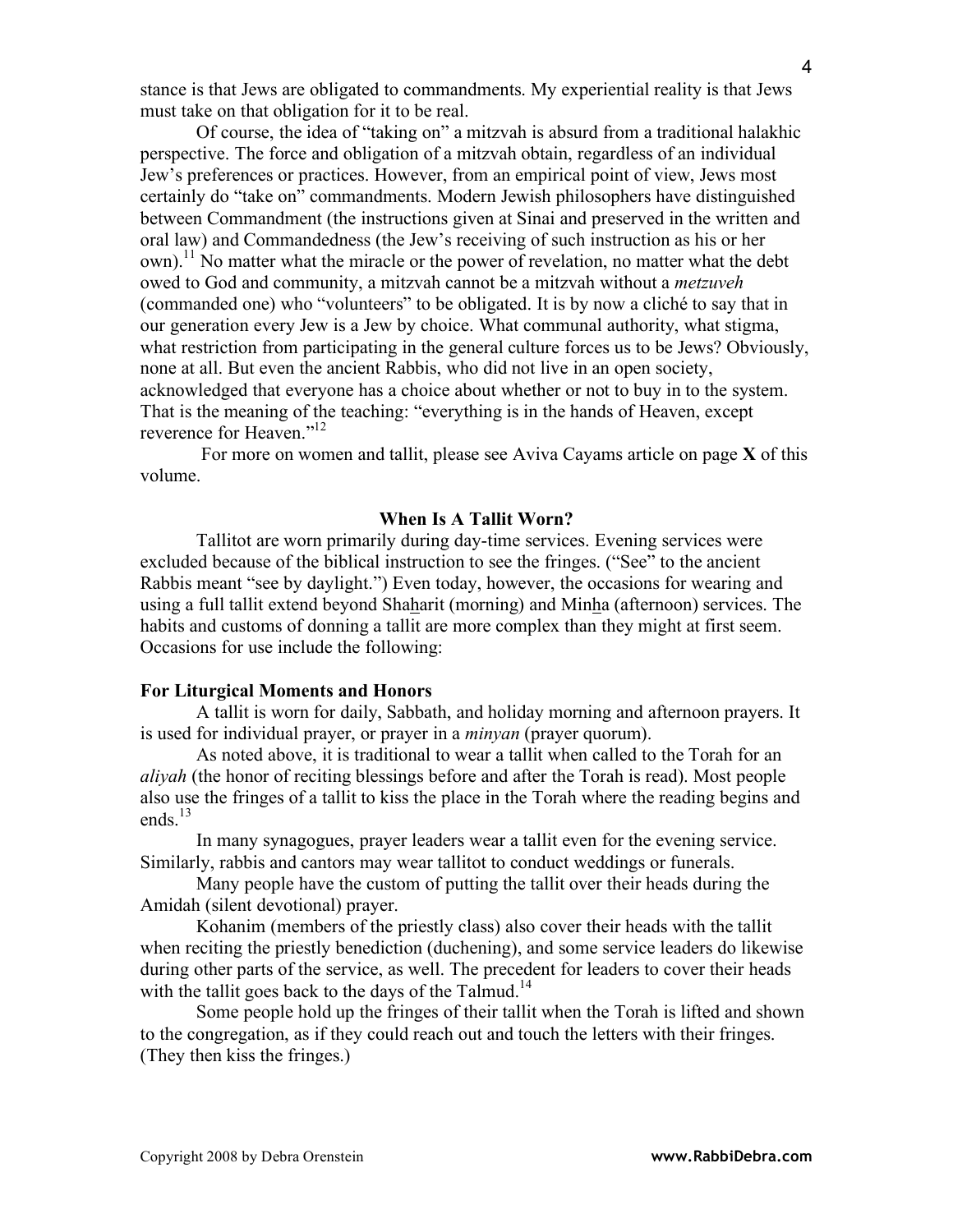stance is that Jews are obligated to commandments. My experiential reality is that Jews must take on that obligation for it to be real.

Of course, the idea of "taking on" a mitzvah is absurd from a traditional halakhic perspective. The force and obligation of a mitzvah obtain, regardless of an individual Jew's preferences or practices. However, from an empirical point of view, Jews most certainly do "take on" commandments. Modern Jewish philosophers have distinguished between Commandment (the instructions given at Sinai and preserved in the written and oral law) and Commandedness (the Jew's receiving of such instruction as his or her own).[11] No matter what the miracle or the power of revelation, no matter what the debt owed to God and community, a mitzvah cannot be a mitzvah without a *metzuveh* (commanded one) who "volunteers" to be obligated. It is by now a cliché to say that in our generation every Jew is a Jew by choice. What communal authority, what stigma, what restriction from participating in the general culture forces us to be Jews? Obviously, none at all. But even the ancient Rabbis, who did not live in an open society, acknowledged that everyone has a choice about whether or not to buy in to the system. That is the meaning of the teaching: "everything is in the hands of Heaven, except reverence for Heaven."[12]

For more on women and tallit, please see Aviva Cayams article on page **X** of this volume.

## When Is A Tallit Worn?

Tallitot are worn primarily during day-time services. Evening services were excluded because of the biblical instruction to see the fringes. ("See" to the ancient Rabbis meant "see by daylight.") Even today, however, the occasions for wearing and using a full tallit extend beyond Sha<u>h</u>arit (morning) and Min<u>h</u>a (afternoon) services. The habits and customs of donning a tallit are more complex than they might at first seem. Occasions for use include the following:

### For Liturgical Moments and Honors

A tallit is worn for daily, Sabbath, and holiday morning and afternoon prayers. It is used for individual prayer, or prayer in a *minyan* (prayer quorum).

As noted above, it is traditional to wear a tallit when called to the Torah for an *aliyah* (the honor of reciting blessings before and after the Torah is read). Most people also use the fringes of a tallit to kiss the place in the Torah where the reading begins and ends.[13]

In many synagogues, prayer leaders wear a tallit even for the evening service. Similarly, rabbis and cantors may wear tallitot to conduct weddings or funerals.

Many people have the custom of putting the tallit over their heads during the Amidah (silent devotional) prayer.

Kohanim (members of the priestly class) also cover their heads with the tallit when reciting the priestly benediction (duchening), and some service leaders do likewise during other parts of the service, as well. The precedent for leaders to cover their heads with the tallit goes back to the days of the Talmud.[14]

Some people hold up the fringes of their tallit when the Torah is lifted and shown to the congregation, as if they could reach out and touch the letters with their fringes. (They then kiss the fringes.)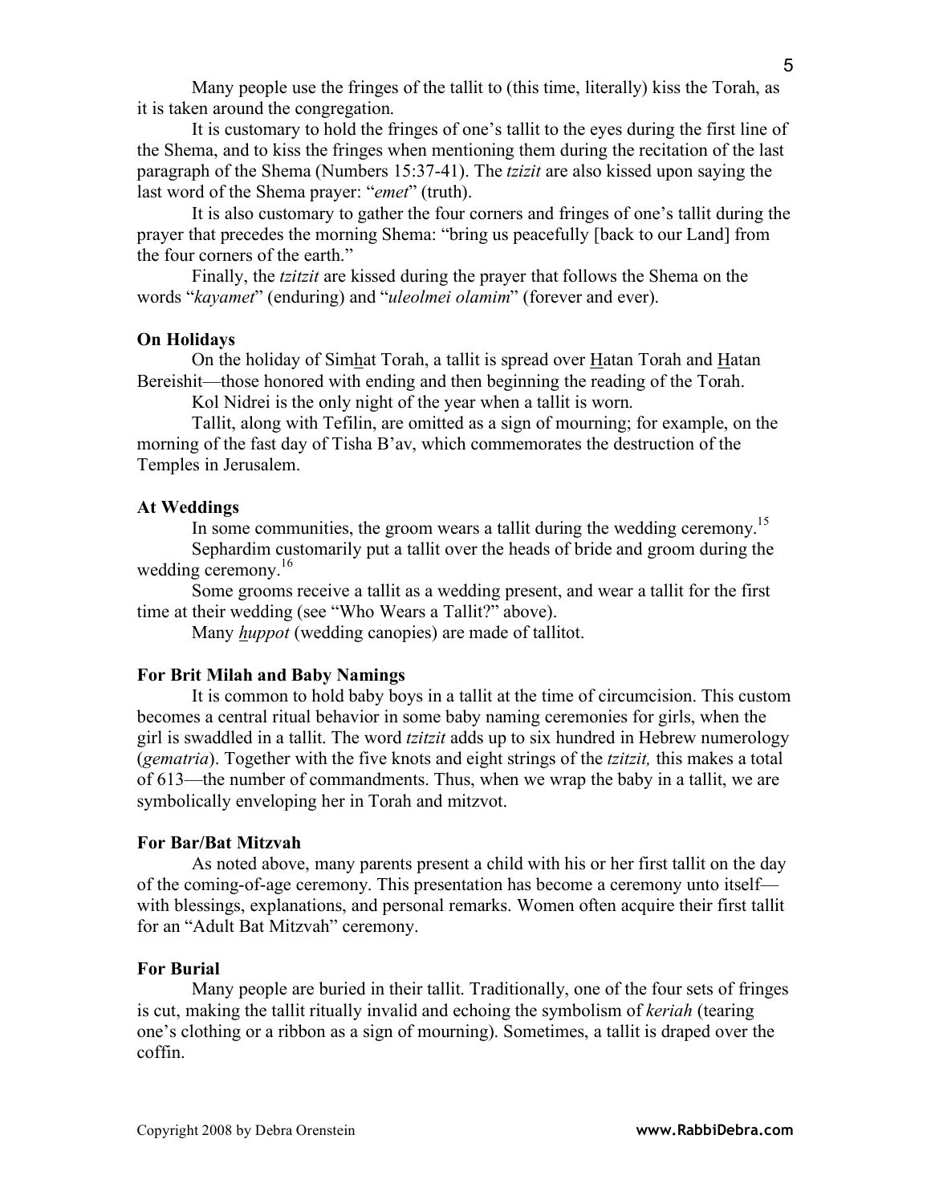Many people use the fringes of the tallit to (this time, literally) kiss the Torah, as it is taken around the congregation.

It is customary to hold the fringes of one's tallit to the eyes during the first line of the Shema, and to kiss the fringes when mentioning them during the recitation of the last paragraph of the Shema (Numbers 15:37-41). The *tzizit* are also kissed upon saying the last word of the Shema prayer: "*emet*" (truth).

It is also customary to gather the four corners and fringes of one's tallit during the prayer that precedes the morning Shema: "bring us peacefully [back to our Land] from the four corners of the earth."

Finally, the *tzitzit* are kissed during the prayer that follows the Shema on the words "*kayamet*" (enduring) and "*uleolmei olamim*" (forever and ever).

**On Holidays**

On the holiday of Simhat Torah, a tallit is spread over Hatan Torah and Hatan Bereishit—those honored with ending and then beginning the reading of the Torah.

Kol Nidrei is the only night of the year when a tallit is worn.

Tallit, along with Tefilin, are omitted as a sign of mourning; for example, on the morning of the fast day of Tisha B'av, which commemorates the destruction of the Temples in Jerusalem.

**At Weddings**

In some communities, the groom wears a tallit during the wedding ceremony.[15]

Sephardim customarily put a tallit over the heads of bride and groom during the wedding ceremony.[16]

Some grooms receive a tallit as a wedding present, and wear a tallit for the first time at their wedding (see "Who Wears a Tallit?" above).

Many *huppot* (wedding canopies) are made of tallitot.

**For Brit Milah and Baby Namings**

It is common to hold baby boys in a tallit at the time of circumcision. This custom becomes a central ritual behavior in some baby naming ceremonies for girls, when the girl is swaddled in a tallit. The word *tzitzit* adds up to six hundred in Hebrew numerology (*gematria*). Together with the five knots and eight strings of the *tzitzit,* this makes a total of 613—the number of commandments. Thus, when we wrap the baby in a tallit, we are symbolically enveloping her in Torah and mitzvot.

**For Bar/Bat Mitzvah**

As noted above, many parents present a child with his or her first tallit on the day of the coming-of-age ceremony. This presentation has become a ceremony unto itself—with blessings, explanations, and personal remarks. Women often acquire their first tallit for an "Adult Bat Mitzvah" ceremony.

**For Burial**

Many people are buried in their tallit. Traditionally, one of the four sets of fringes is cut, making the tallit ritually invalid and echoing the symbolism of *keriah* (tearing one's clothing or a ribbon as a sign of mourning). Sometimes, a tallit is draped over the coffin.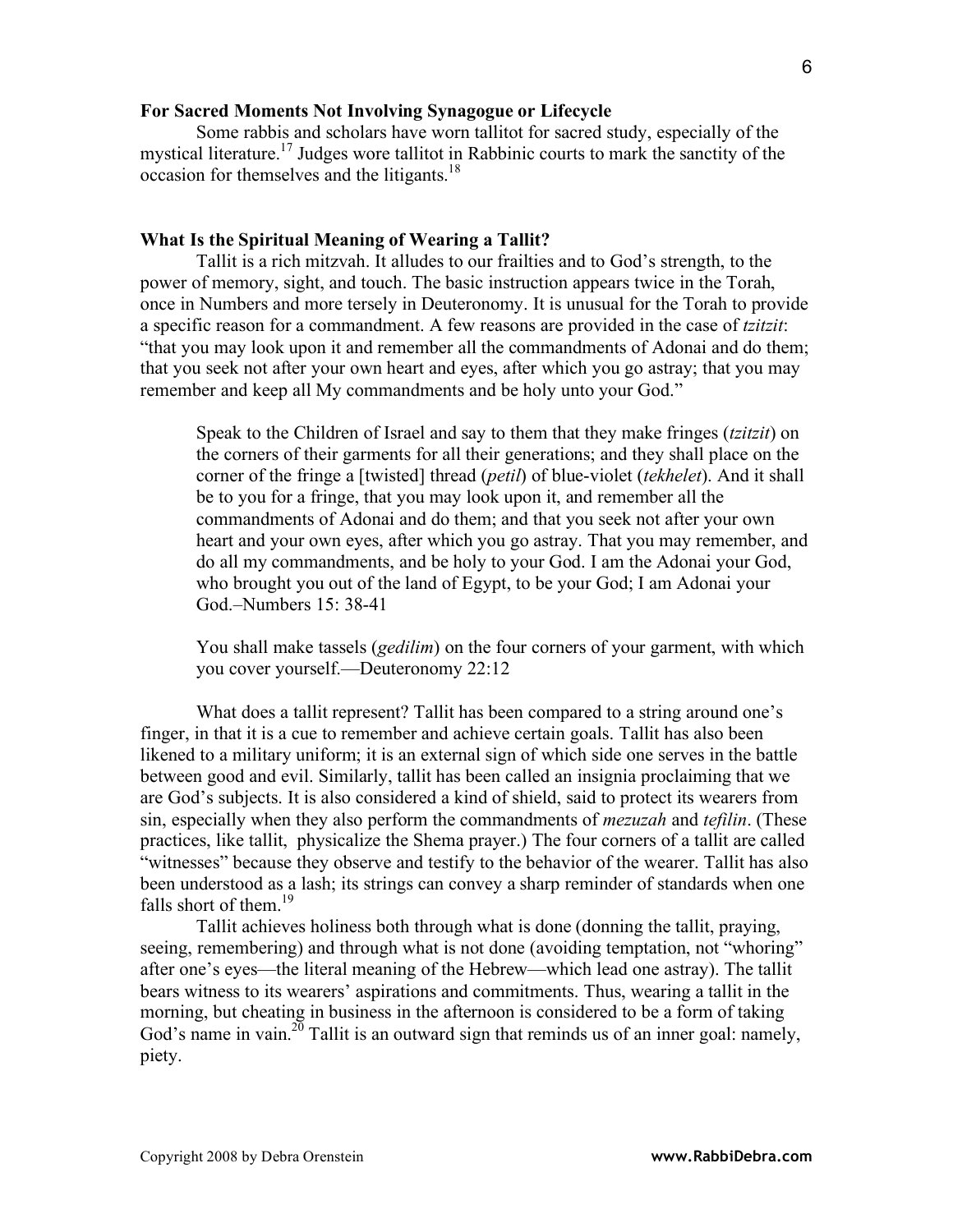### For Sacred Moments Not Involving Synagogue or Lifecycle

Some rabbis and scholars have worn tallitot for sacred study, especially of the mystical literature.[17] Judges wore tallitot in Rabbinic courts to mark the sanctity of the occasion for themselves and the litigants.[18]

### What Is the Spiritual Meaning of Wearing a Tallit?

Tallit is a rich mitzvah. It alludes to our frailties and to God's strength, to the power of memory, sight, and touch. The basic instruction appears twice in the Torah, once in Numbers and more tersely in Deuteronomy. It is unusual for the Torah to provide a specific reason for a commandment. A few reasons are provided in the case of *tzitzit*: "that you may look upon it and remember all the commandments of Adonai and do them; that you seek not after your own heart and eyes, after which you go astray; that you may remember and keep all My commandments and be holy unto your God."

> Speak to the Children of Israel and say to them that they make fringes (*tzitzit*) on the corners of their garments for all their generations; and they shall place on the corner of the fringe a [twisted] thread (*petil*) of blue-violet (*tekhelet*). And it shall be to you for a fringe, that you may look upon it, and remember all the commandments of Adonai and do them; and that you seek not after your own heart and your own eyes, after which you go astray. That you may remember, and do all my commandments, and be holy to your God. I am the Adonai your God, who brought you out of the land of Egypt, to be your God; I am Adonai your God.–Numbers 15: 38-41

> You shall make tassels (*gedilim*) on the four corners of your garment, with which you cover yourself.—Deuteronomy 22:12

What does a tallit represent? Tallit has been compared to a string around one's finger, in that it is a cue to remember and achieve certain goals. Tallit has also been likened to a military uniform; it is an external sign of which side one serves in the battle between good and evil. Similarly, tallit has been called an insignia proclaiming that we are God's subjects. It is also considered a kind of shield, said to protect its wearers from sin, especially when they also perform the commandments of *mezuzah* and *tefilin*. (These practices, like tallit, physicalize the Shema prayer.) The four corners of a tallit are called "witnesses" because they observe and testify to the behavior of the wearer. Tallit has also been understood as a lash; its strings can convey a sharp reminder of standards when one falls short of them.[19]

Tallit achieves holiness both through what is done (donning the tallit, praying, seeing, remembering) and through what is not done (avoiding temptation, not "whoring" after one's eyes—the literal meaning of the Hebrew—which lead one astray). The tallit bears witness to its wearers' aspirations and commitments. Thus, wearing a tallit in the morning, but cheating in business in the afternoon is considered to be a form of taking God's name in vain.[20] Tallit is an outward sign that reminds us of an inner goal: namely, piety.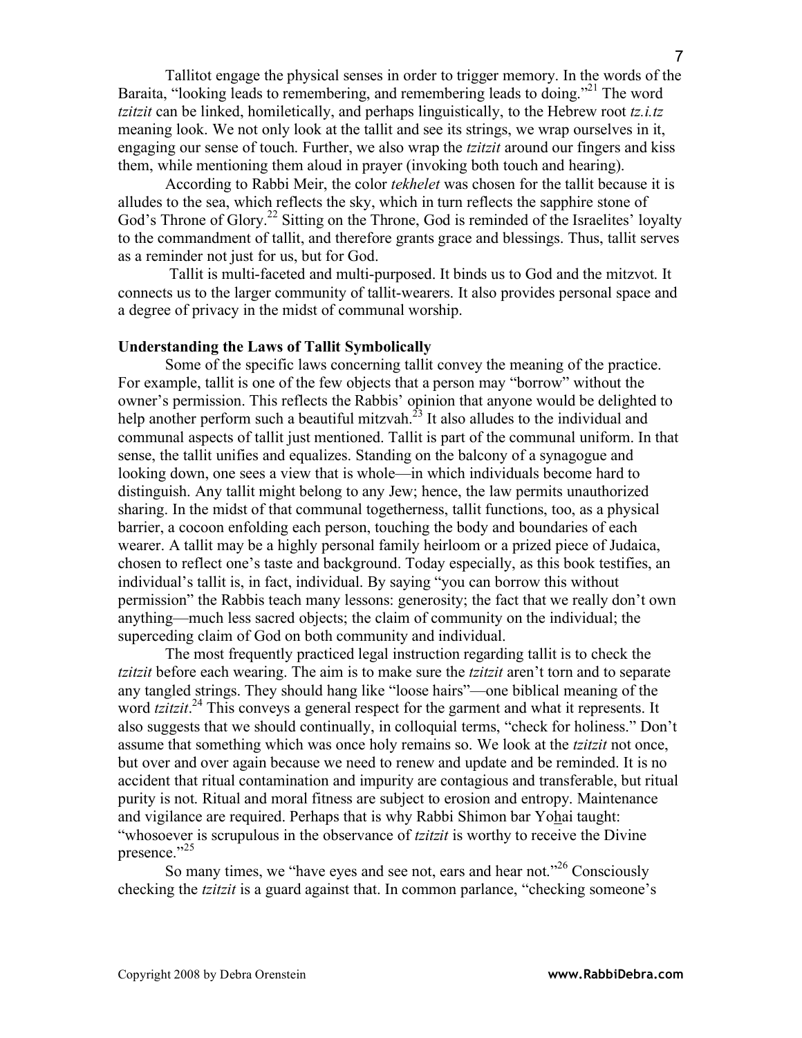Tallitot engage the physical senses in order to trigger memory. In the words of the Baraita, "looking leads to remembering, and remembering leads to doing."[21] The word *tzitzit* can be linked, homiletically, and perhaps linguistically, to the Hebrew root *tz.i.tz* meaning look. We not only look at the tallit and see its strings, we wrap ourselves in it, engaging our sense of touch. Further, we also wrap the *tzitzit* around our fingers and kiss them, while mentioning them aloud in prayer (invoking both touch and hearing).

According to Rabbi Meir, the color *tekhelet* was chosen for the tallit because it is alludes to the sea, which reflects the sky, which in turn reflects the sapphire stone of God's Throne of Glory.[22] Sitting on the Throne, God is reminded of the Israelites' loyalty to the commandment of tallit, and therefore grants grace and blessings. Thus, tallit serves as a reminder not just for us, but for God.

Tallit is multi-faceted and multi-purposed. It binds us to God and the mitzvot. It connects us to the larger community of tallit-wearers. It also provides personal space and a degree of privacy in the midst of communal worship.

### Understanding the Laws of Tallit Symbolically

Some of the specific laws concerning tallit convey the meaning of the practice. For example, tallit is one of the few objects that a person may "borrow" without the owner's permission. This reflects the Rabbis' opinion that anyone would be delighted to help another perform such a beautiful mitzvah.[23] It also alludes to the individual and communal aspects of tallit just mentioned. Tallit is part of the communal uniform. In that sense, the tallit unifies and equalizes. Standing on the balcony of a synagogue and looking down, one sees a view that is whole—in which individuals become hard to distinguish. Any tallit might belong to any Jew; hence, the law permits unauthorized sharing. In the midst of that communal togetherness, tallit functions, too, as a physical barrier, a cocoon enfolding each person, touching the body and boundaries of each wearer. A tallit may be a highly personal family heirloom or a prized piece of Judaica, chosen to reflect one's taste and background. Today especially, as this book testifies, an individual's tallit is, in fact, individual. By saying "you can borrow this without permission" the Rabbis teach many lessons: generosity; the fact that we really don't own anything—much less sacred objects; the claim of community on the individual; the superceding claim of God on both community and individual.

The most frequently practiced legal instruction regarding tallit is to check the *tzitzit* before each wearing. The aim is to make sure the *tzitzit* aren't torn and to separate any tangled strings. They should hang like "loose hairs"—one biblical meaning of the word *tzitzit*.[24] This conveys a general respect for the garment and what it represents. It also suggests that we should continually, in colloquial terms, "check for holiness." Don't assume that something which was once holy remains so. We look at the *tzitzit* not once, but over and over again because we need to renew and update and be reminded. It is no accident that ritual contamination and impurity are contagious and transferable, but ritual purity is not. Ritual and moral fitness are subject to erosion and entropy. Maintenance and vigilance are required. Perhaps that is why Rabbi Shimon bar Yo<u>h</u>ai taught: "whosoever is scrupulous in the observance of *tzitzit* is worthy to receive the Divine presence."[25]

So many times, we "have eyes and see not, ears and hear not."[26] Consciously checking the *tzitzit* is a guard against that. In common parlance, "checking someone's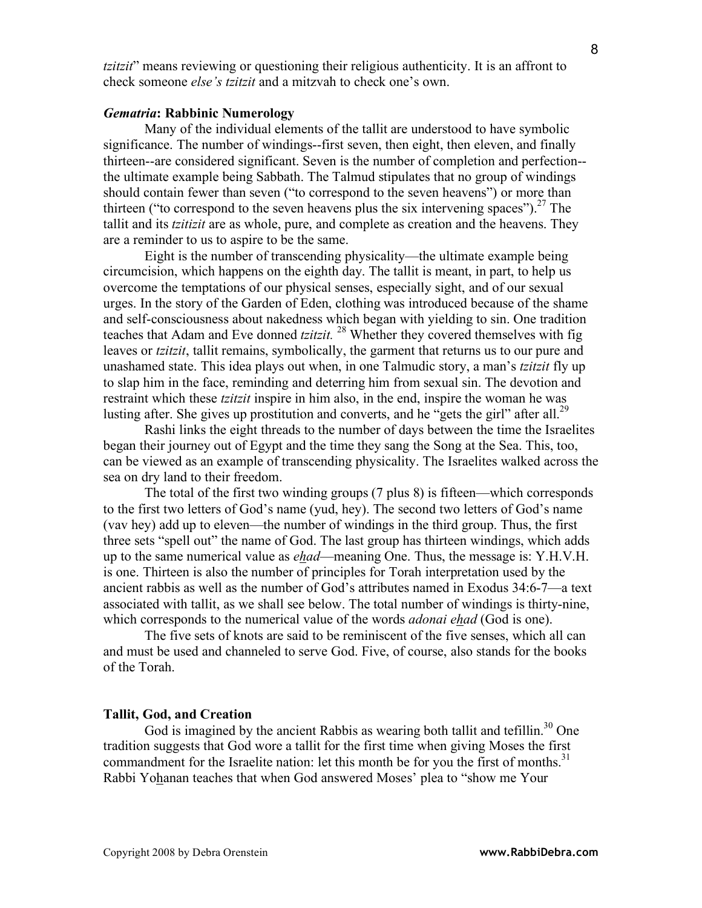*tzitzit*" means reviewing or questioning their religious authenticity. It is an affront to check someone *else's tzitzit* and a mitzvah to check one's own.

### *Gematria*: Rabbinic Numerology

Many of the individual elements of the tallit are understood to have symbolic significance. The number of windings--first seven, then eight, then eleven, and finally thirteen--are considered significant. Seven is the number of completion and perfection--the ultimate example being Sabbath. The Talmud stipulates that no group of windings should contain fewer than seven ("to correspond to the seven heavens") or more than thirteen ("to correspond to the seven heavens plus the six intervening spaces").[27] The tallit and its *tzitizit* are as whole, pure, and complete as creation and the heavens. They are a reminder to us to aspire to be the same.

Eight is the number of transcending physicality—the ultimate example being circumcision, which happens on the eighth day. The tallit is meant, in part, to help us overcome the temptations of our physical senses, especially sight, and of our sexual urges. In the story of the Garden of Eden, clothing was introduced because of the shame and self-consciousness about nakedness which began with yielding to sin. One tradition teaches that Adam and Eve donned *tzitzit.* [28] Whether they covered themselves with fig leaves or *tzitzit*, tallit remains, symbolically, the garment that returns us to our pure and unashamed state. This idea plays out when, in one Talmudic story, a man's *tzitzit* fly up to slap him in the face, reminding and deterring him from sexual sin. The devotion and restraint which these *tzitzit* inspire in him also, in the end, inspire the woman he was lusting after. She gives up prostitution and converts, and he "gets the girl" after all.[29]

Rashi links the eight threads to the number of days between the time the Israelites began their journey out of Egypt and the time they sang the Song at the Sea. This, too, can be viewed as an example of transcending physicality. The Israelites walked across the sea on dry land to their freedom.

The total of the first two winding groups (7 plus 8) is fifteen—which corresponds to the first two letters of God's name (yud, hey). The second two letters of God's name (vav hey) add up to eleven—the number of windings in the third group. Thus, the first three sets "spell out" the name of God. The last group has thirteen windings, which adds up to the same numerical value as *e<u>h</u>ad*—meaning One. Thus, the message is: Y.H.V.H. is one. Thirteen is also the number of principles for Torah interpretation used by the ancient rabbis as well as the number of God's attributes named in Exodus 34:6-7—a text associated with tallit, as we shall see below. The total number of windings is thirty-nine, which corresponds to the numerical value of the words *adonai e<u>h</u>ad* (God is one).

The five sets of knots are said to be reminiscent of the five senses, which all can and must be used and channeled to serve God. Five, of course, also stands for the books of the Torah.

### Tallit, God, and Creation

God is imagined by the ancient Rabbis as wearing both tallit and tefillin.[30] One tradition suggests that God wore a tallit for the first time when giving Moses the first commandment for the Israelite nation: let this month be for you the first of months.[31] Rabbi Yo<u>h</u>anan teaches that when God answered Moses' plea to "show me Your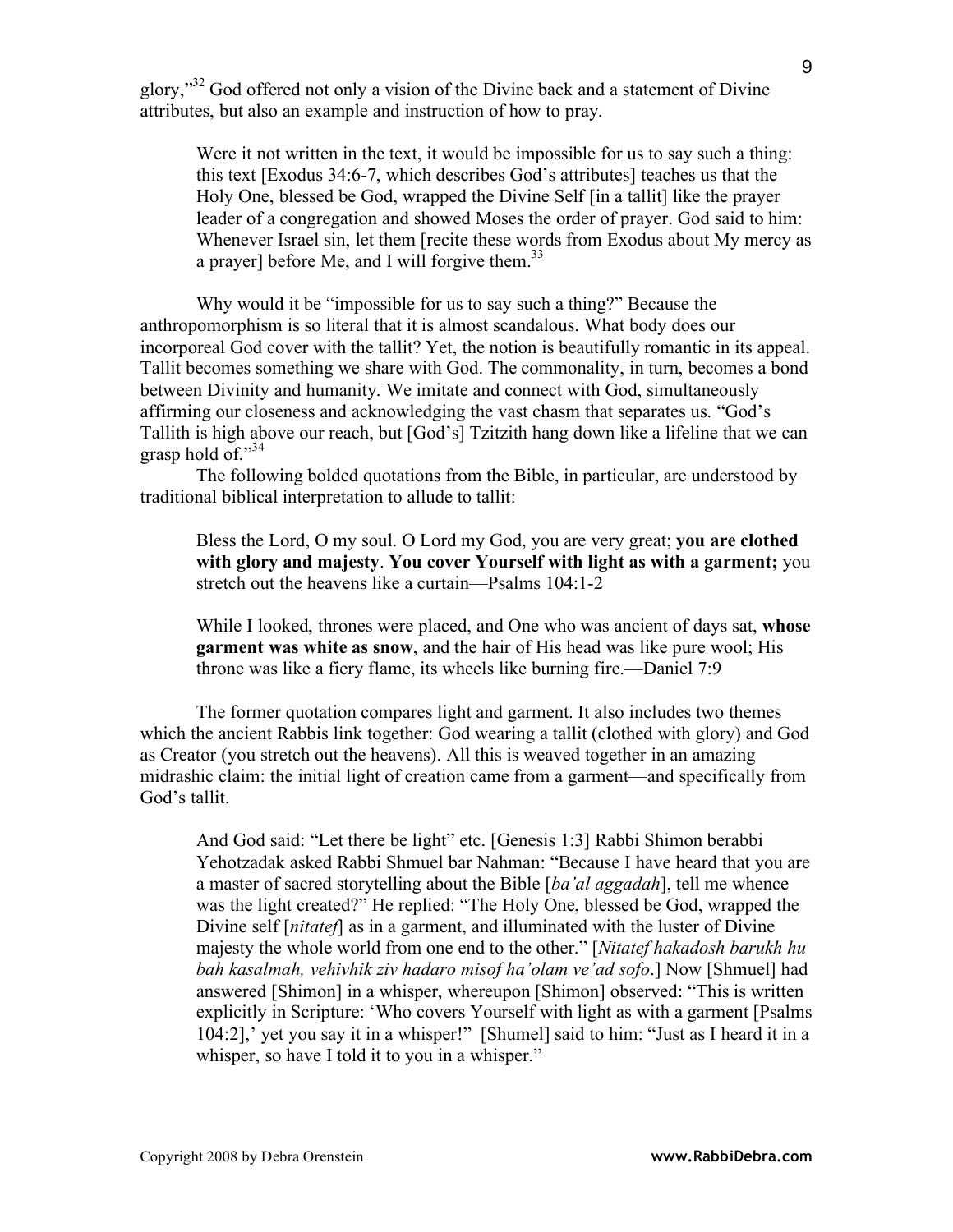glory,"[32] God offered not only a vision of the Divine back and a statement of Divine attributes, but also an example and instruction of how to pray.

> Were it not written in the text, it would be impossible for us to say such a thing: this text [Exodus 34:6-7, which describes God's attributes] teaches us that the Holy One, blessed be God, wrapped the Divine Self [in a tallit] like the prayer leader of a congregation and showed Moses the order of prayer. God said to him: Whenever Israel sin, let them [recite these words from Exodus about My mercy as a prayer] before Me, and I will forgive them.[33]

Why would it be "impossible for us to say such a thing?" Because the anthropomorphism is so literal that it is almost scandalous. What body does our incorporeal God cover with the tallit? Yet, the notion is beautifully romantic in its appeal. Tallit becomes something we share with God. The commonality, in turn, becomes a bond between Divinity and humanity. We imitate and connect with God, simultaneously affirming our closeness and acknowledging the vast chasm that separates us. "God's Tallith is high above our reach, but [God's] Tzitzith hang down like a lifeline that we can grasp hold of."[34]

The following bolded quotations from the Bible, in particular, are understood by traditional biblical interpretation to allude to tallit:

> Bless the Lord, O my soul. O Lord my God, you are very great; **you are clothed with glory and majesty**. **You cover Yourself with light as with a garment;** you stretch out the heavens like a curtain—Psalms 104:1-2

> While I looked, thrones were placed, and One who was ancient of days sat, **whose garment was white as snow**, and the hair of His head was like pure wool; His throne was like a fiery flame, its wheels like burning fire.—Daniel 7:9

The former quotation compares light and garment. It also includes two themes which the ancient Rabbis link together: God wearing a tallit (clothed with glory) and God as Creator (you stretch out the heavens). All this is weaved together in an amazing midrashic claim: the initial light of creation came from a garment—and specifically from God's tallit.

> And God said: "Let there be light" etc. [Genesis 1:3] Rabbi Shimon berabbi Yehotzadak asked Rabbi Shmuel bar Naẖman: "Because I have heard that you are a master of sacred storytelling about the Bible [*ba'al aggadah*], tell me whence was the light created?" He replied: "The Holy One, blessed be God, wrapped the Divine self [*nitatef*] as in a garment, and illuminated with the luster of Divine majesty the whole world from one end to the other." [*Nitatef hakadosh barukh hu bah kasalmah, vehivhik ziv hadaro misof ha'olam ve'ad sofo*.] Now [Shmuel] had answered [Shimon] in a whisper, whereupon [Shimon] observed: "This is written explicitly in Scripture: 'Who covers Yourself with light as with a garment [Psalms 104:2],' yet you say it in a whisper!" [Shumel] said to him: "Just as I heard it in a whisper, so have I told it to you in a whisper."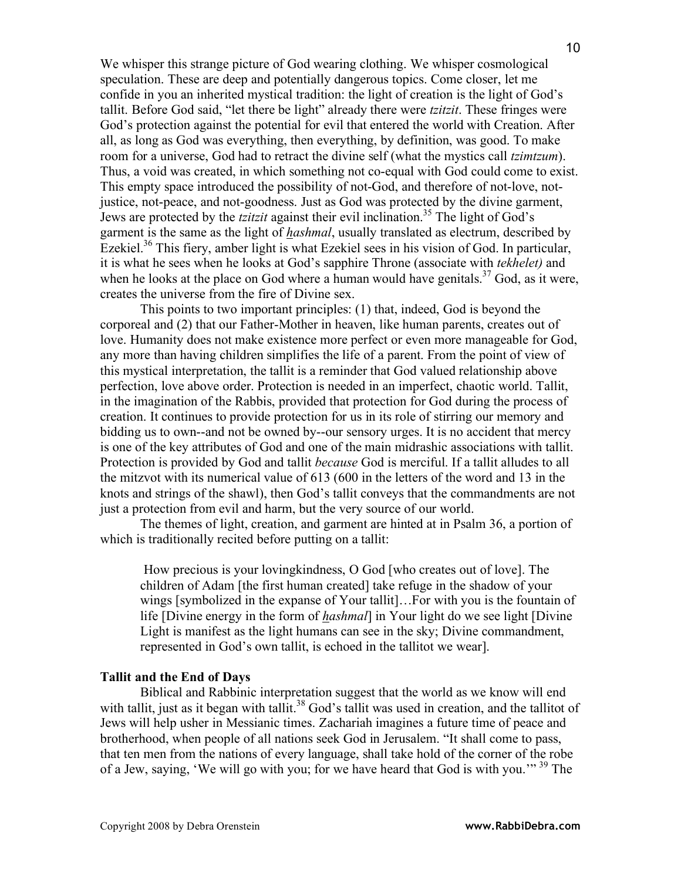We whisper this strange picture of God wearing clothing. We whisper cosmological speculation. These are deep and potentially dangerous topics. Come closer, let me confide in you an inherited mystical tradition: the light of creation is the light of God's tallit. Before God said, "let there be light" already there were *tzitzit*. These fringes were God's protection against the potential for evil that entered the world with Creation. After all, as long as God was everything, then everything, by definition, was good. To make room for a universe, God had to retract the divine self (what the mystics call *tzimtzum*). Thus, a void was created, in which something not co-equal with God could come to exist. This empty space introduced the possibility of not-God, and therefore of not-love, not-justice, not-peace, and not-goodness. Just as God was protected by the divine garment, Jews are protected by the *tzitzit* against their evil inclination.[35] The light of God's garment is the same as the light of *<u>h</u>ashmal*, usually translated as electrum, described by Ezekiel.[36] This fiery, amber light is what Ezekiel sees in his vision of God. In particular, it is what he sees when he looks at God's sapphire Throne (associate with *tekhelet)* and when he looks at the place on God where a human would have genitals.[37] God, as it were, creates the universe from the fire of Divine sex.

This points to two important principles: (1) that, indeed, God is beyond the corporeal and (2) that our Father-Mother in heaven, like human parents, creates out of love. Humanity does not make existence more perfect or even more manageable for God, any more than having children simplifies the life of a parent. From the point of view of this mystical interpretation, the tallit is a reminder that God valued relationship above perfection, love above order. Protection is needed in an imperfect, chaotic world. Tallit, in the imagination of the Rabbis, provided that protection for God during the process of creation. It continues to provide protection for us in its role of stirring our memory and bidding us to own--and not be owned by--our sensory urges. It is no accident that mercy is one of the key attributes of God and one of the main midrashic associations with tallit. Protection is provided by God and tallit *because* God is merciful. If a tallit alludes to all the mitzvot with its numerical value of 613 (600 in the letters of the word and 13 in the knots and strings of the shawl), then God's tallit conveys that the commandments are not just a protection from evil and harm, but the very source of our world.

The themes of light, creation, and garment are hinted at in Psalm 36, a portion of which is traditionally recited before putting on a tallit:

> How precious is your lovingkindness, O God [who creates out of love]. The children of Adam [the first human created] take refuge in the shadow of your wings [symbolized in the expanse of Your tallit]…For with you is the fountain of life [Divine energy in the form of *<u>h</u>ashmal*] in Your light do we see light [Divine Light is manifest as the light humans can see in the sky; Divine commandment, represented in God's own tallit, is echoed in the tallitot we wear].

**Tallit and the End of Days**

Biblical and Rabbinic interpretation suggest that the world as we know will end with tallit, just as it began with tallit.[38] God's tallit was used in creation, and the tallitot of Jews will help usher in Messianic times. Zachariah imagines a future time of peace and brotherhood, when people of all nations seek God in Jerusalem. "It shall come to pass, that ten men from the nations of every language, shall take hold of the corner of the robe of a Jew, saying, 'We will go with you; for we have heard that God is with you.'"[39] The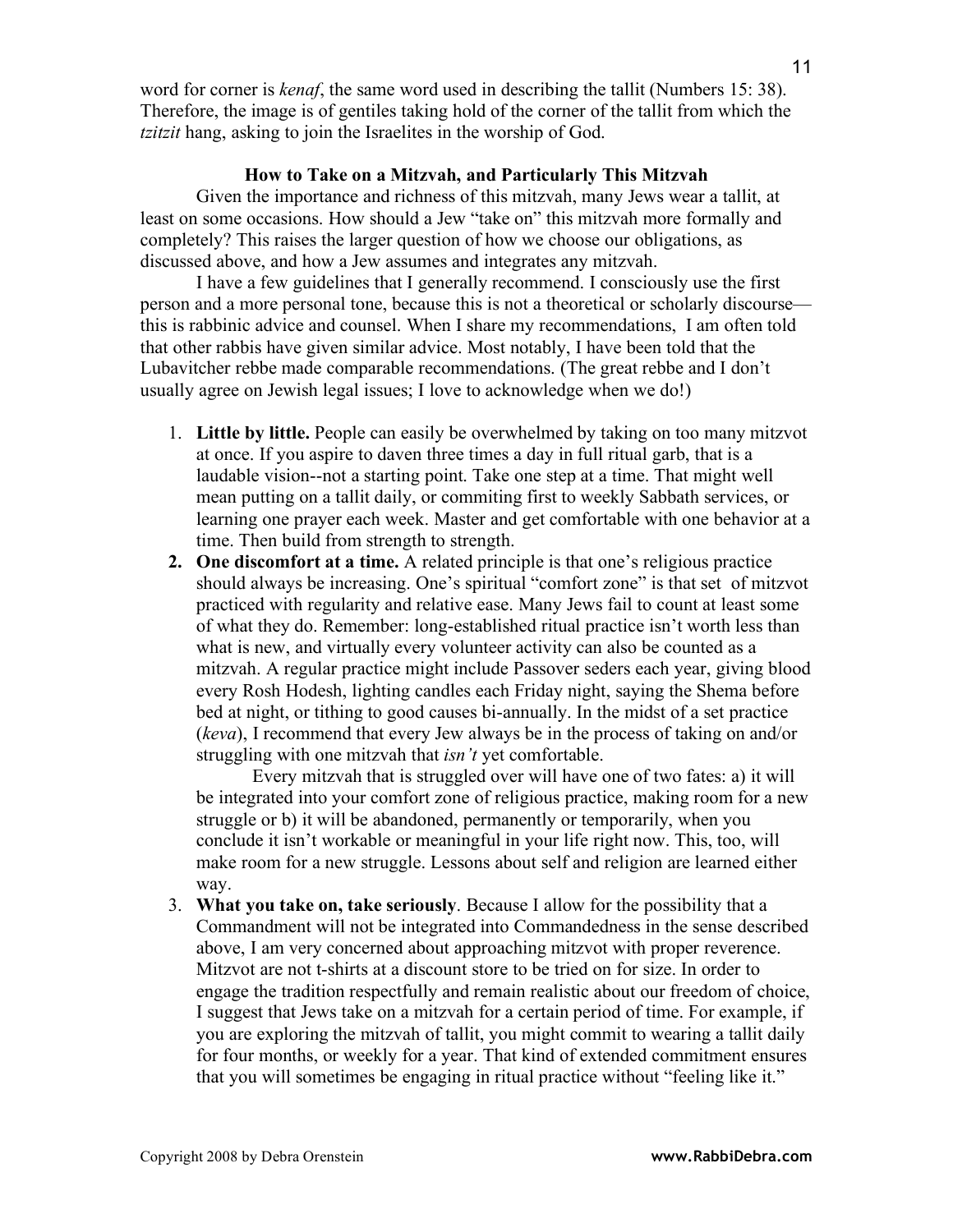word for corner is *kenaf*, the same word used in describing the tallit (Numbers 15: 38). Therefore, the image is of gentiles taking hold of the corner of the tallit from which the *tzitzit* hang, asking to join the Israelites in the worship of God.

### How to Take on a Mitzvah, and Particularly This Mitzvah

Given the importance and richness of this mitzvah, many Jews wear a tallit, at least on some occasions. How should a Jew "take on" this mitzvah more formally and completely? This raises the larger question of how we choose our obligations, as discussed above, and how a Jew assumes and integrates any mitzvah.

I have a few guidelines that I generally recommend. I consciously use the first person and a more personal tone, because this is not a theoretical or scholarly discourse—this is rabbinic advice and counsel. When I share my recommendations, I am often told that other rabbis have given similar advice. Most notably, I have been told that the Lubavitcher rebbe made comparable recommendations. (The great rebbe and I don't usually agree on Jewish legal issues; I love to acknowledge when we do!)

1. **Little by little.** People can easily be overwhelmed by taking on too many mitzvot at once. If you aspire to daven three times a day in full ritual garb, that is a laudable vision--not a starting point. Take one step at a time. That might well mean putting on a tallit daily, or commiting first to weekly Sabbath services, or learning one prayer each week. Master and get comfortable with one behavior at a time. Then build from strength to strength.
2. **One discomfort at a time.** A related principle is that one's religious practice should always be increasing. One's spiritual "comfort zone" is that set of mitzvot practiced with regularity and relative ease. Many Jews fail to count at least some of what they do. Remember: long-established ritual practice isn't worth less than what is new, and virtually every volunteer activity can also be counted as a mitzvah. A regular practice might include Passover seders each year, giving blood every Rosh Hodesh, lighting candles each Friday night, saying the Shema before bed at night, or tithing to good causes bi-annually. In the midst of a set practice (*keva*), I recommend that every Jew always be in the process of taking on and/or struggling with one mitzvah that *isn't* yet comfortable.

   Every mitzvah that is struggled over will have one of two fates: a) it will be integrated into your comfort zone of religious practice, making room for a new struggle or b) it will be abandoned, permanently or temporarily, when you conclude it isn't workable or meaningful in your life right now. This, too, will make room for a new struggle. Lessons about self and religion are learned either way.
3. **What you take on, take seriously**. Because I allow for the possibility that a Commandment will not be integrated into Commandedness in the sense described above, I am very concerned about approaching mitzvot with proper reverence. Mitzvot are not t-shirts at a discount store to be tried on for size. In order to engage the tradition respectfully and remain realistic about our freedom of choice, I suggest that Jews take on a mitzvah for a certain period of time. For example, if you are exploring the mitzvah of tallit, you might commit to wearing a tallit daily for four months, or weekly for a year. That kind of extended commitment ensures that you will sometimes be engaging in ritual practice without "feeling like it."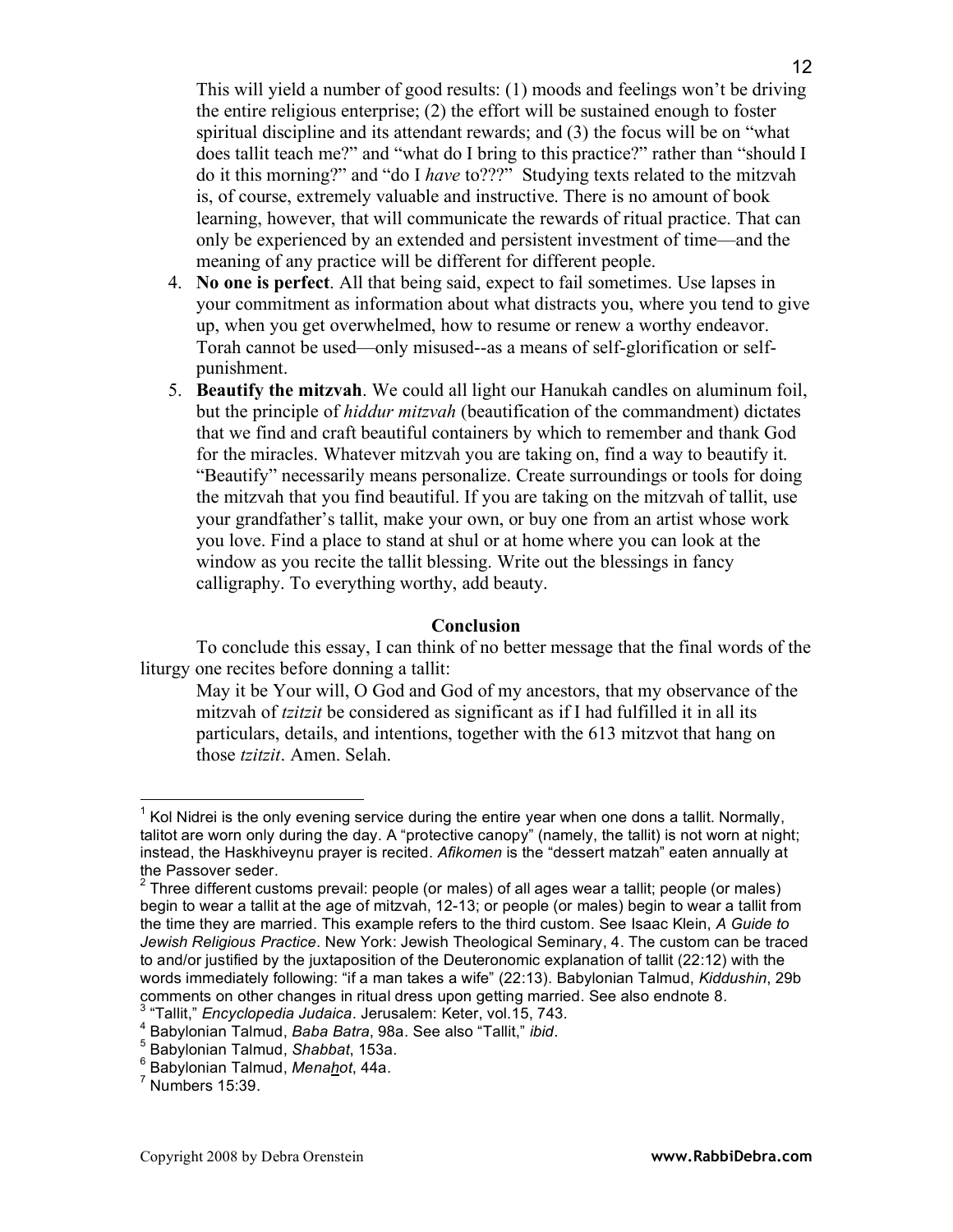This will yield a number of good results: (1) moods and feelings won't be driving the entire religious enterprise; (2) the effort will be sustained enough to foster spiritual discipline and its attendant rewards; and (3) the focus will be on "what does tallit teach me?" and "what do I bring to this practice?" rather than "should I do it this morning?" and "do I *have* to???" Studying texts related to the mitzvah is, of course, extremely valuable and instructive. There is no amount of book learning, however, that will communicate the rewards of ritual practice. That can only be experienced by an extended and persistent investment of time—and the meaning of any practice will be different for different people.

4. **No one is perfect**. All that being said, expect to fail sometimes. Use lapses in your commitment as information about what distracts you, where you tend to give up, when you get overwhelmed, how to resume or renew a worthy endeavor. Torah cannot be used—only misused--as a means of self-glorification or self-punishment.
5. **Beautify the mitzvah**. We could all light our Hanukah candles on aluminum foil, but the principle of *hiddur mitzvah* (beautification of the commandment) dictates that we find and craft beautiful containers by which to remember and thank God for the miracles. Whatever mitzvah you are taking on, find a way to beautify it. "Beautify" necessarily means personalize. Create surroundings or tools for doing the mitzvah that you find beautiful. If you are taking on the mitzvah of tallit, use your grandfather's tallit, make your own, or buy one from an artist whose work you love. Find a place to stand at shul or at home where you can look at the window as you recite the tallit blessing. Write out the blessings in fancy calligraphy. To everything worthy, add beauty.

## Conclusion

To conclude this essay, I can think of no better message that the final words of the liturgy one recites before donning a tallit:

> May it be Your will, O God and God of my ancestors, that my observance of the mitzvah of *tzitzit* be considered as significant as if I had fulfilled it in all its particulars, details, and intentions, together with the 613 mitzvot that hang on those *tzitzit*. Amen. Selah.

---

[1] Kol Nidrei is the only evening service during the entire year when one dons a tallit. Normally, talitot are worn only during the day. A "protective canopy" (namely, the tallit) is not worn at night; instead, the Haskhiveynu prayer is recited. *Afikomen* is the "dessert matzah" eaten annually at the Passover seder.

[2] Three different customs prevail: people (or males) of all ages wear a tallit; people (or males) begin to wear a tallit at the age of mitzvah, 12-13; or people (or males) begin to wear a tallit from the time they are married. This example refers to the third custom. See Isaac Klein, *A Guide to Jewish Religious Practice*. New York: Jewish Theological Seminary, 4. The custom can be traced to and/or justified by the juxtaposition of the Deuteronomic explanation of tallit (22:12) with the words immediately following: "if a man takes a wife" (22:13). Babylonian Talmud, *Kiddushin*, 29b comments on other changes in ritual dress upon getting married. See also endnote 8.

[3] "Tallit," *Encyclopedia Judaica*. Jerusalem: Keter, vol.15, 743.

[4] Babylonian Talmud, *Baba Batra*, 98a. See also "Tallit," *ibid*.

[5] Babylonian Talmud, *Shabbat*, 153a.

[6] Babylonian Talmud, *Menaḫot*, 44a.

[7] Numbers 15:39.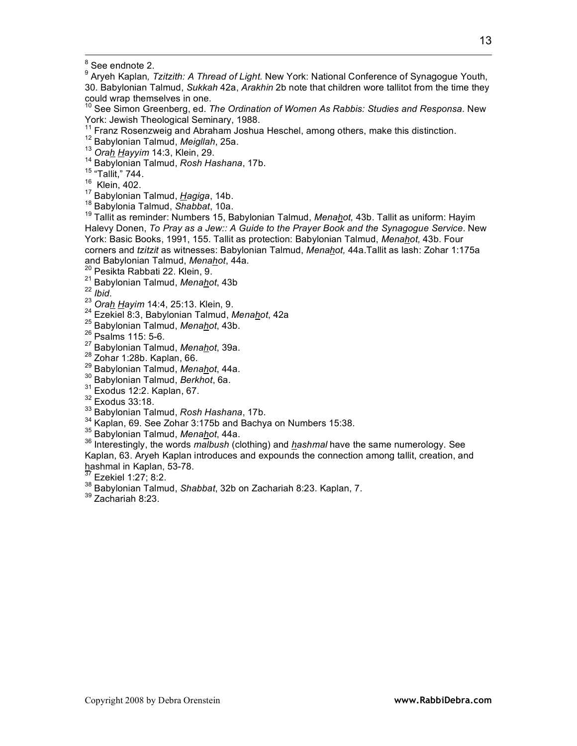[8] See endnote 2.

[9] Aryeh Kaplan*, Tzitzith: A Thread of Light.* New York: National Conference of Synagogue Youth, 30. Babylonian Talmud, *Sukkah* 42a, *Arakhin* 2b note that children wore tallitot from the time they could wrap themselves in one.

[10] See Simon Greenberg, ed. *The Ordination of Women As Rabbis: Studies and Responsa*. New York: Jewish Theological Seminary, 1988.

[11] Franz Rosenzweig and Abraham Joshua Heschel, among others, make this distinction.

[12] Babylonian Talmud, *Meigllah*, 25a.

[13] *Orah Hayyim* 14:3, Klein, 29.

[14] Babylonian Talmud, *Rosh Hashana*, 17b.

[15] "Tallit," 744.

[16] Klein, 402.

[17] Babylonian Talmud, *Hagiga*, 14b.

[18] Babylonia Talmud, *Shabbat*, 10a.

[19] Tallit as reminder: Numbers 15, Babylonian Talmud, *Menahot,* 43b. Tallit as uniform: Hayim Halevy Donen, *To Pray as a Jew:: A Guide to the Prayer Book and the Synagogue Service*. New York: Basic Books, 1991, 155. Tallit as protection: Babylonian Talmud, *Menahot,* 43b. Four corners and *tzitzit* as witnesses: Babylonian Talmud, *Menahot,* 44a.Tallit as lash: Zohar 1:175a and Babylonian Talmud, *Menahot*, 44a.

[20] Pesikta Rabbati 22. Klein, 9.

[21] Babylonian Talmud, *Menahot*, 43b

[22] *Ibid*.

[23] *Orah Hayim* 14:4, 25:13. Klein, 9.

[24] Ezekiel 8:3, Babylonian Talmud, *Menahot*, 42a

[25] Babylonian Talmud, *Menahot*, 43b.

[26] Psalms 115: 5-6.

[27] Babylonian Talmud, *Menahot*, 39a.

[28] Zohar 1:28b. Kaplan, 66.

[29] Babylonian Talmud, *Menahot*, 44a.

[30] Babylonian Talmud, *Berkhot*, 6a.

[31] Exodus 12:2. Kaplan, 67.

[32] Exodus 33:18.

[33] Babylonian Talmud, *Rosh Hashana*, 17b.

[34] Kaplan, 69. See Zohar 3:175b and Bachya on Numbers 15:38.

[35] Babylonian Talmud, *Menahot*, 44a.

[36] Interestingly, the words *malbush* (clothing) and *hashmal* have the same numerology. See Kaplan, 63. Aryeh Kaplan introduces and expounds the connection among tallit, creation, and hashmal in Kaplan, 53-78.

[37] Ezekiel 1:27; 8:2.

[38] Babylonian Talmud, *Shabbat*, 32b on Zachariah 8:23. Kaplan, 7.

[39] Zachariah 8:23.